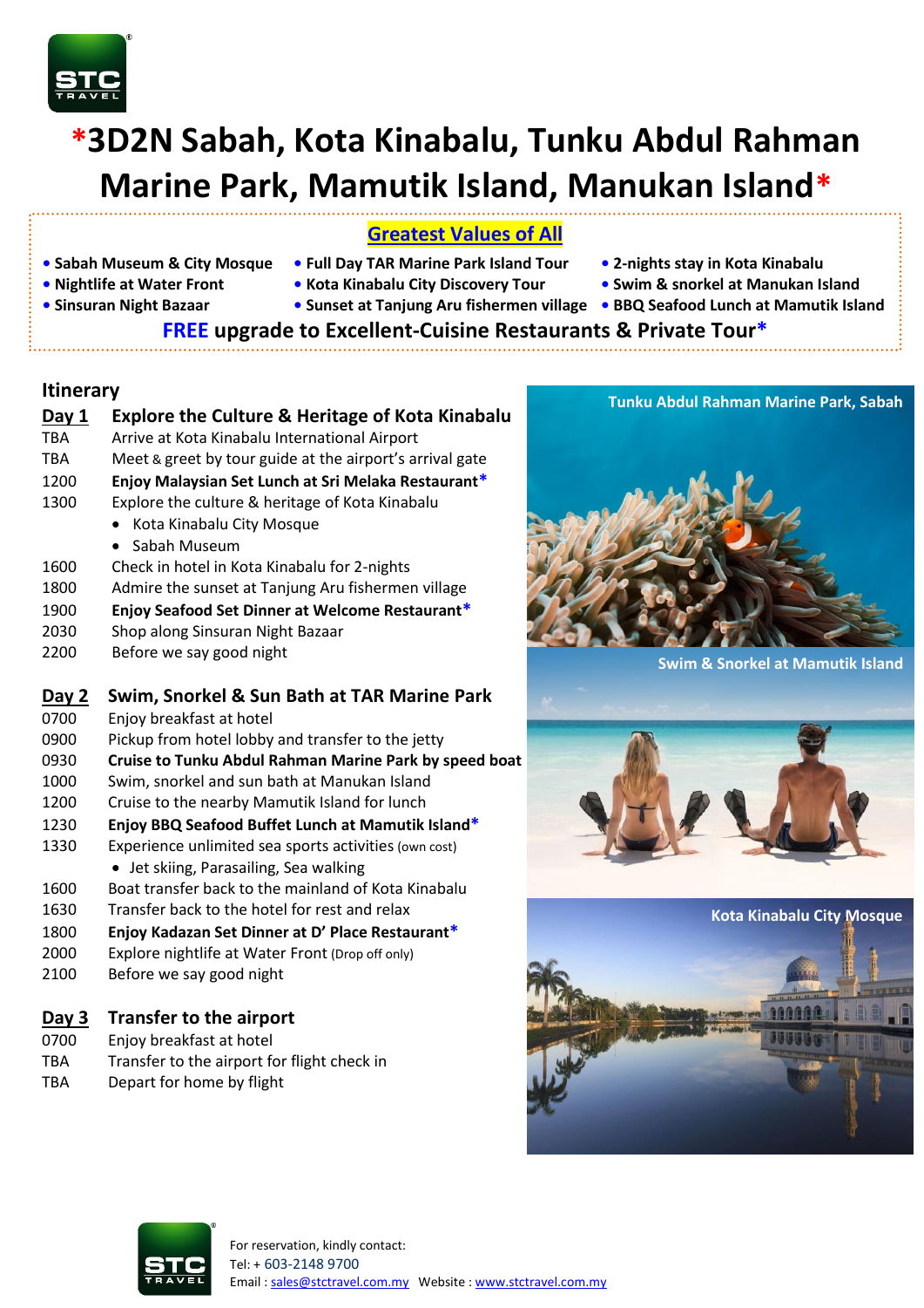# *3D2N Sabah, Kota Kinabalu, Tunku Abdul Rahman Marine Park, Mamutik Island, Manukan Island*

## Greatest Values of All

- **Sabah Museum & City Mosque**
- **Nightlife at Water Front**
- **Sinsuran Night Bazaar**
- **Full Day TAR Marine Park Island Tour**
- **Kota Kinabalu City Discovery Tour**
- **Sunset at Tanjung Aru fishermen village**
- **2-nights stay in Kota Kinabalu**
- **Swim & snorkel at Manukan Island**
- **BBQ Seafood Lunch at Mamutik Island**

**FREE upgrade to Excellent-Cuisine Restaurants & Private Tour***

## Itinerary

### Day 1 Explore the Culture & Heritage of Kota Kinabalu

| | |
|---|---|
| TBA | Arrive at Kota Kinabalu International Airport |
| TBA | Meet & greet by tour guide at the airport's arrival gate |
| 1200 | **Enjoy Malaysian Set Lunch at Sri Melaka Restaurant*** |
| 1300 | Explore the culture & heritage of Kota Kinabalu<br>• Kota Kinabalu City Mosque<br>• Sabah Museum |
| 1600 | Check in hotel in Kota Kinabalu for 2-nights |
| 1800 | Admire the sunset at Tanjung Aru fishermen village |
| 1900 | **Enjoy Seafood Set Dinner at Welcome Restaurant*** |
| 2030 | Shop along Sinsuran Night Bazaar |
| 2200 | Before we say good night |

### Day 2 Swim, Snorkel & Sun Bath at TAR Marine Park

| | |
|---|---|
| 0700 | Enjoy breakfast at hotel |
| 0900 | Pickup from hotel lobby and transfer to the jetty |
| 0930 | **Cruise to Tunku Abdul Rahman Marine Park by speed boat** |
| 1000 | Swim, snorkel and sun bath at Manukan Island |
| 1200 | Cruise to the nearby Mamutik Island for lunch |
| 1230 | **Enjoy BBQ Seafood Buffet Lunch at Mamutik Island*** |
| 1330 | Experience unlimited sea sports activities (own cost)<br>• Jet skiing, Parasailing, Sea walking |
| 1600 | Boat transfer back to the mainland of Kota Kinabalu |
| 1630 | Transfer back to the hotel for rest and relax |
| 1800 | **Enjoy Kadazan Set Dinner at D' Place Restaurant*** |
| 2000 | Explore nightlife at Water Front (Drop off only) |
| 2100 | Before we say good night |

### Day 3 Transfer to the airport

| | |
|---|---|
| 0700 | Enjoy breakfast at hotel |
| TBA | Transfer to the airport for flight check in |
| TBA | Depart for home by flight |

Tunku Abdul Rahman Marine Park, Sabah

Swim & Snorkel at Mamutik Island

Kota Kinabalu City Mosque

For reservation, kindly contact:
Tel: + 603-2148 9700
Email : sales@stctravel.com.my Website : www.stctravel.com.my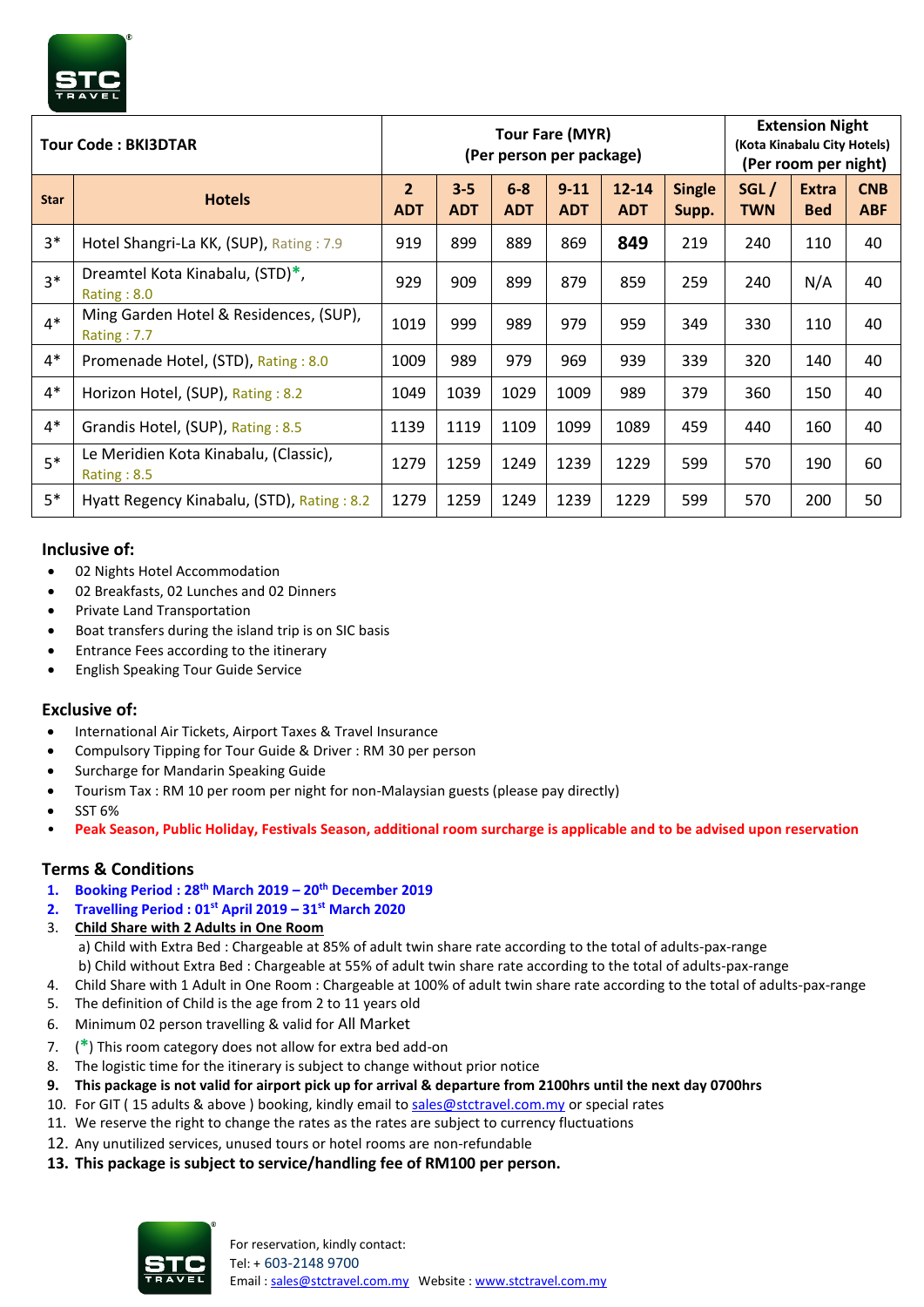| Tour Code : BKI3DTAR | | Tour Fare (MYR) (Per person per package) | | | | | | Extension Night (Kota Kinabalu City Hotels) (Per room per night) | | |
|---|---|---|---|---|---|---|---|---|---|---|
| Star | Hotels | 2 ADT | 3-5 ADT | 6-8 ADT | 9-11 ADT | 12-14 ADT | Single Supp. | SGL / TWN | Extra Bed | CNB ABF |
| 3* | Hotel Shangri-La KK, (SUP), Rating : 7.9 | 919 | 899 | 889 | 869 | **849** | 219 | 240 | 110 | 40 |
| 3* | Dreamtel Kota Kinabalu, (STD)*, Rating : 8.0 | 929 | 909 | 899 | 879 | 859 | 259 | 240 | N/A | 40 |
| 4* | Ming Garden Hotel & Residences, (SUP), Rating : 7.7 | 1019 | 999 | 989 | 979 | 959 | 349 | 330 | 110 | 40 |
| 4* | Promenade Hotel, (STD), Rating : 8.0 | 1009 | 989 | 979 | 969 | 939 | 339 | 320 | 140 | 40 |
| 4* | Horizon Hotel, (SUP), Rating : 8.2 | 1049 | 1039 | 1029 | 1009 | 989 | 379 | 360 | 150 | 40 |
| 4* | Grandis Hotel, (SUP), Rating : 8.5 | 1139 | 1119 | 1109 | 1099 | 1089 | 459 | 440 | 160 | 40 |
| 5* | Le Meridien Kota Kinabalu, (Classic), Rating : 8.5 | 1279 | 1259 | 1249 | 1239 | 1229 | 599 | 570 | 190 | 60 |
| 5* | Hyatt Regency Kinabalu, (STD), Rating : 8.2 | 1279 | 1259 | 1249 | 1239 | 1229 | 599 | 570 | 200 | 50 |

## Inclusive of:

- 02 Nights Hotel Accommodation
- 02 Breakfasts, 02 Lunches and 02 Dinners
- Private Land Transportation
- Boat transfers during the island trip is on SIC basis
- Entrance Fees according to the itinerary
- English Speaking Tour Guide Service

## Exclusive of:

- International Air Tickets, Airport Taxes & Travel Insurance
- Compulsory Tipping for Tour Guide & Driver : RM 30 per person
- Surcharge for Mandarin Speaking Guide
- Tourism Tax : RM 10 per room per night for non-Malaysian guests (please pay directly)
- SST 6%
- **Peak Season, Public Holiday, Festivals Season, additional room surcharge is applicable and to be advised upon reservation**

## Terms & Conditions

1. **Booking Period : 28th March 2019 – 20th December 2019**
2. **Travelling Period : 01st April 2019 – 31st March 2020**
3. **Child Share with 2 Adults in One Room**
   a) Child with Extra Bed : Chargeable at 85% of adult twin share rate according to the total of adults-pax-range
   b) Child without Extra Bed : Chargeable at 55% of adult twin share rate according to the total of adults-pax-range
4. Child Share with 1 Adult in One Room : Chargeable at 100% of adult twin share rate according to the total of adults-pax-range
5. The definition of Child is the age from 2 to 11 years old
6. Minimum 02 person travelling & valid for All Market
7. (*) This room category does not allow for extra bed add-on
8. The logistic time for the itinerary is subject to change without prior notice
9. **This package is not valid for airport pick up for arrival & departure from 2100hrs until the next day 0700hrs**
10. For GIT ( 15 adults & above ) booking, kindly email to sales@stctravel.com.my or special rates
11. We reserve the right to change the rates as the rates are subject to currency fluctuations
12. Any unutilized services, unused tours or hotel rooms are non-refundable
13. **This package is subject to service/handling fee of RM100 per person.**

For reservation, kindly contact:
Tel: + 603-2148 9700
Email : sales@stctravel.com.my Website : www.stctravel.com.my